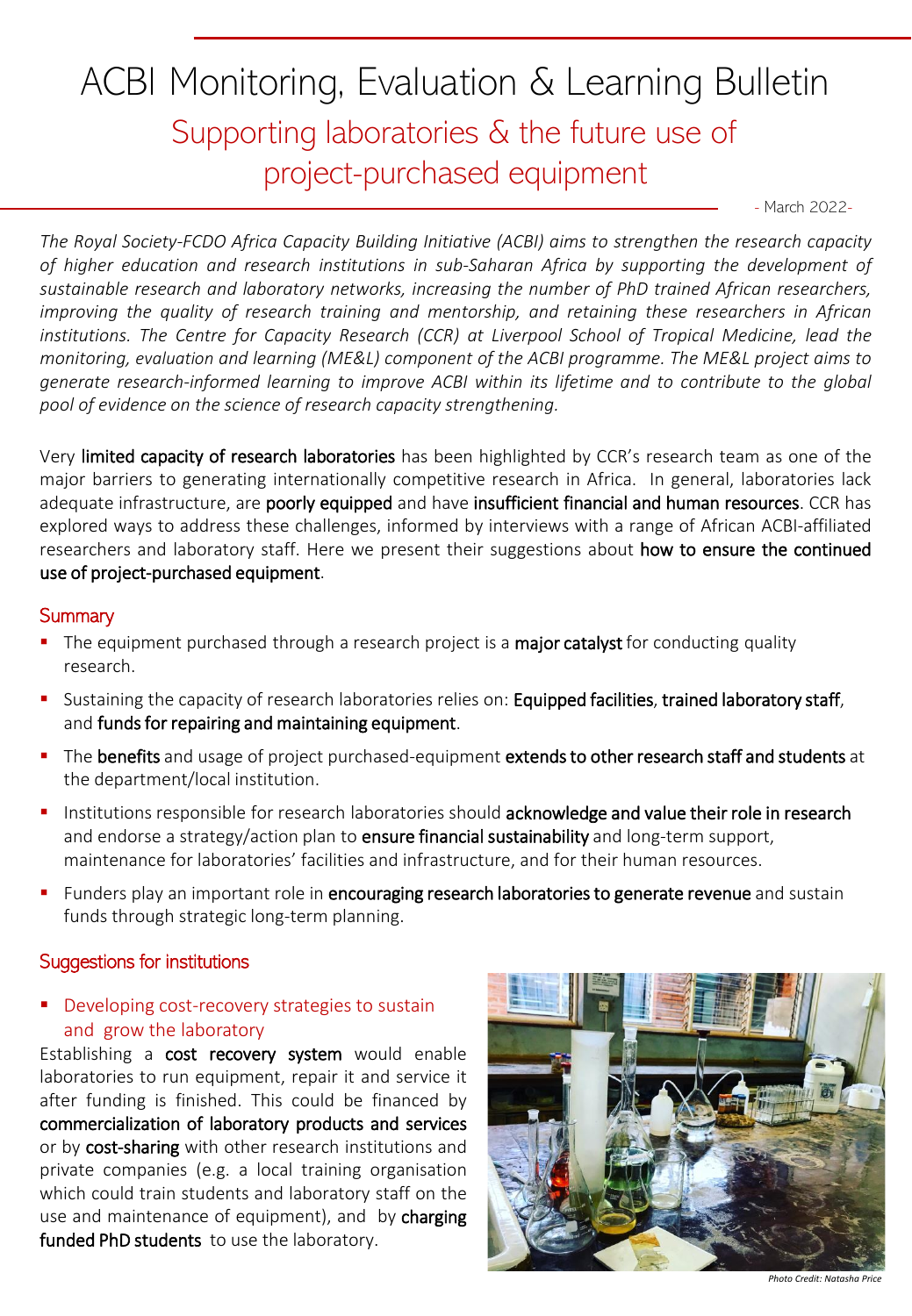# ACBI Monitoring, Evaluation & Learning Bulletin

## Supporting laboratories & the future use of project-purchased equipment

- March 2022-

*The Royal Society-FCDO Africa Capacity Building Initiative (ACBI) aims to strengthen the research capacity of higher education and research institutions in sub-Saharan Africa by supporting the development of sustainable research and laboratory networks, increasing the number of PhD trained African researchers, improving the quality of research training and mentorship, and retaining these researchers in African institutions. The Centre for Capacity Research (CCR) at Liverpool School of Tropical Medicine, lead the monitoring, evaluation and learning (ME&L) component of the ACBI programme. The ME&L project aims to generate research-informed learning to improve ACBI within its lifetime and to contribute to the global pool of evidence on the science of research capacity strengthening.*

Very **limited capacity of research laboratories** has been highlighted by CCR's research team as one of the major barriers to generating internationally competitive research in Africa. In general, laboratories lack adequate infrastructure, are **poorly equipped** and have **insufficient financial and human resources**. CCR has explored ways to address these challenges, informed by interviews with a range of African ACBI-affiliated researchers and laboratory staff. Here we present their suggestions about **how to ensure the continued use of project-purchased equipment**.

### Summary

- The equipment purchased through a research project is a **major catalyst** for conducting quality research.
- Sustaining the capacity of research laboratories relies on: **Equipped facilities**, **trained laboratory staff**, and **funds for repairing and maintaining equipment**.
- The **benefits** and usage of project purchased-equipment **extends to other research staff and students** at the department/local institution.
- Institutions responsible for research laboratories should **acknowledge and value their role in research** and endorse a strategy/action plan to **ensure financial sustainability** and long-term support, maintenance for laboratories' facilities and infrastructure, and for their human resources.
- Funders play an important role in **encouraging research laboratories to generate revenue** and sustain funds through strategic long-term planning.

### Suggestions for institutions

- Developing cost-recovery strategies to sustain and grow the laboratory

Establishing a **cost recovery system** would enable laboratories to run equipment, repair it and service it after funding is finished. This could be financed by **commercialization of laboratory products and services** or by **cost-sharing** with other research institutions and private companies (e.g. a local training organisation which could train students and laboratory staff on the use and maintenance of equipment), and by **charging funded PhD students** to use the laboratory.

*Photo Credit: Natasha Price*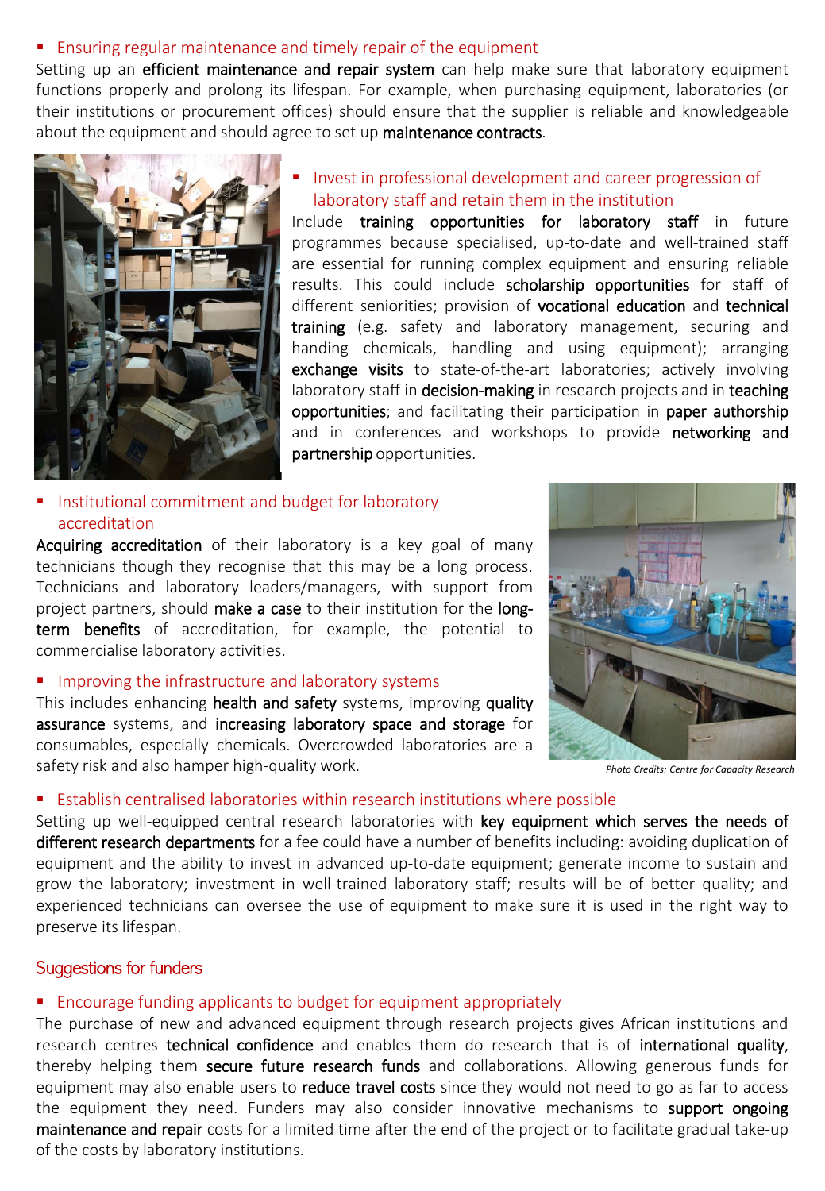- Ensuring regular maintenance and timely repair of the equipment

Setting up an **efficient maintenance and repair system** can help make sure that laboratory equipment functions properly and prolong its lifespan. For example, when purchasing equipment, laboratories (or their institutions or procurement offices) should ensure that the supplier is reliable and knowledgeable about the equipment and should agree to set up **maintenance contracts**.

- Invest in professional development and career progression of laboratory staff and retain them in the institution

Include **training opportunities for laboratory staff** in future programmes because specialised, up-to-date and well-trained staff are essential for running complex equipment and ensuring reliable results. This could include **scholarship opportunities** for staff of different seniorities; provision of **vocational education** and **technical training** (e.g. safety and laboratory management, securing and handing chemicals, handling and using equipment); arranging **exchange visits** to state-of-the-art laboratories; actively involving laboratory staff in **decision-making** in research projects and in **teaching opportunities**; and facilitating their participation in **paper authorship** and in conferences and workshops to provide **networking and partnership** opportunities.

- Institutional commitment and budget for laboratory accreditation

**Acquiring accreditation** of their laboratory is a key goal of many technicians though they recognise that this may be a long process. Technicians and laboratory leaders/managers, with support from project partners, should **make a case** to their institution for the **long-term benefits** of accreditation, for example, the potential to commercialise laboratory activities.

- Improving the infrastructure and laboratory systems

This includes enhancing **health and safety** systems, improving **quality assurance** systems, and **increasing laboratory space and storage** for consumables, especially chemicals. Overcrowded laboratories are a safety risk and also hamper high-quality work.

*Photo Credits: Centre for Capacity Research*

- Establish centralised laboratories within research institutions where possible

Setting up well-equipped central research laboratories with **key equipment which serves the needs of different research departments** for a fee could have a number of benefits including: avoiding duplication of equipment and the ability to invest in advanced up-to-date equipment; generate income to sustain and grow the laboratory; investment in well-trained laboratory staff; results will be of better quality; and experienced technicians can oversee the use of equipment to make sure it is used in the right way to preserve its lifespan.

## Suggestions for funders

- Encourage funding applicants to budget for equipment appropriately

The purchase of new and advanced equipment through research projects gives African institutions and research centres **technical confidence** and enables them do research that is of **international quality**, thereby helping them **secure future research funds** and collaborations. Allowing generous funds for equipment may also enable users to **reduce travel costs** since they would not need to go as far to access the equipment they need. Funders may also consider innovative mechanisms to **support ongoing maintenance and repair** costs for a limited time after the end of the project or to facilitate gradual take-up of the costs by laboratory institutions.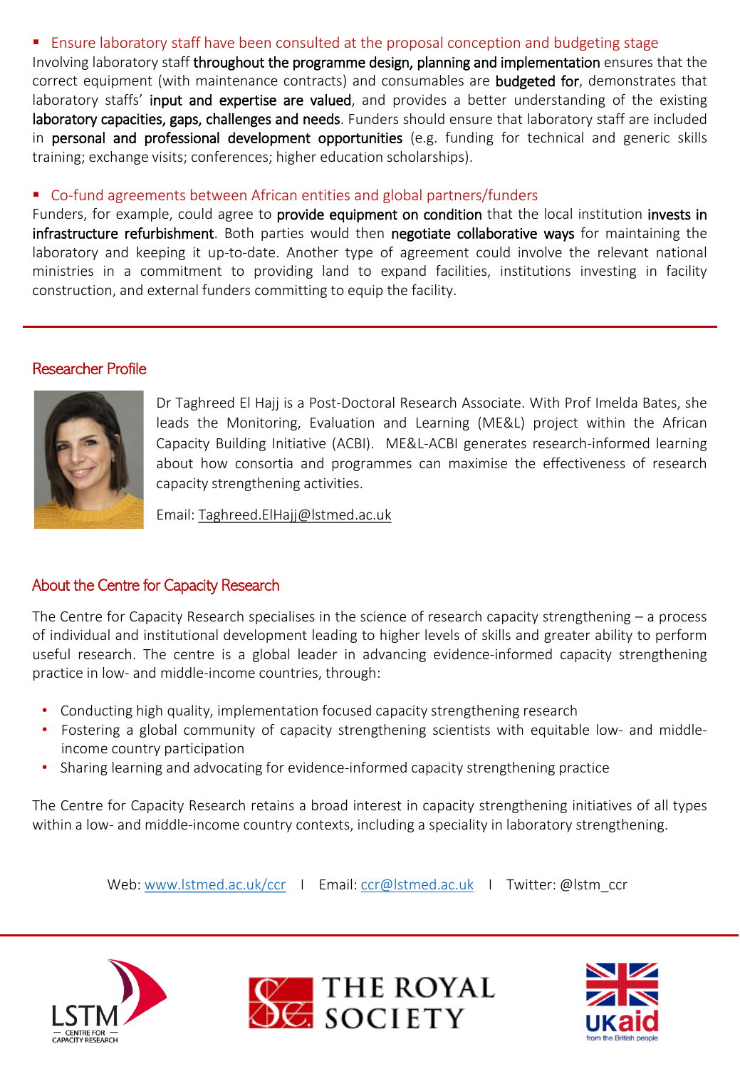- Ensure laboratory staff have been consulted at the proposal conception and budgeting stage

Involving laboratory staff **throughout the programme design, planning and implementation** ensures that the correct equipment (with maintenance contracts) and consumables are **budgeted for**, demonstrates that laboratory staffs' **input and expertise are valued**, and provides a better understanding of the existing **laboratory capacities, gaps, challenges and needs**. Funders should ensure that laboratory staff are included in **personal and professional development opportunities** (e.g. funding for technical and generic skills training; exchange visits; conferences; higher education scholarships).

- Co-fund agreements between African entities and global partners/funders

Funders, for example, could agree to **provide equipment on condition** that the local institution **invests in infrastructure refurbishment**. Both parties would then **negotiate collaborative ways** for maintaining the laboratory and keeping it up-to-date. Another type of agreement could involve the relevant national ministries in a commitment to providing land to expand facilities, institutions investing in facility construction, and external funders committing to equip the facility.

## Researcher Profile

Dr Taghreed El Hajj is a Post-Doctoral Research Associate. With Prof Imelda Bates, she leads the Monitoring, Evaluation and Learning (ME&L) project within the African Capacity Building Initiative (ACBI). ME&L-ACBI generates research-informed learning about how consortia and programmes can maximise the effectiveness of research capacity strengthening activities.

Email: Taghreed.ElHajj@lstmed.ac.uk

## About the Centre for Capacity Research

The Centre for Capacity Research specialises in the science of research capacity strengthening – a process of individual and institutional development leading to higher levels of skills and greater ability to perform useful research. The centre is a global leader in advancing evidence-informed capacity strengthening practice in low- and middle-income countries, through:

- Conducting high quality, implementation focused capacity strengthening research
- Fostering a global community of capacity strengthening scientists with equitable low- and middle-income country participation
- Sharing learning and advocating for evidence-informed capacity strengthening practice

The Centre for Capacity Research retains a broad interest in capacity strengthening initiatives of all types within a low- and middle-income country contexts, including a speciality in laboratory strengthening.

Web: www.lstmed.ac.uk/ccr | Email: ccr@lstmed.ac.uk | Twitter: @lstm_ccr

LSTM — CENTRE FOR CAPACITY RESEARCH

THE ROYAL SOCIETY

UKaid from the British people